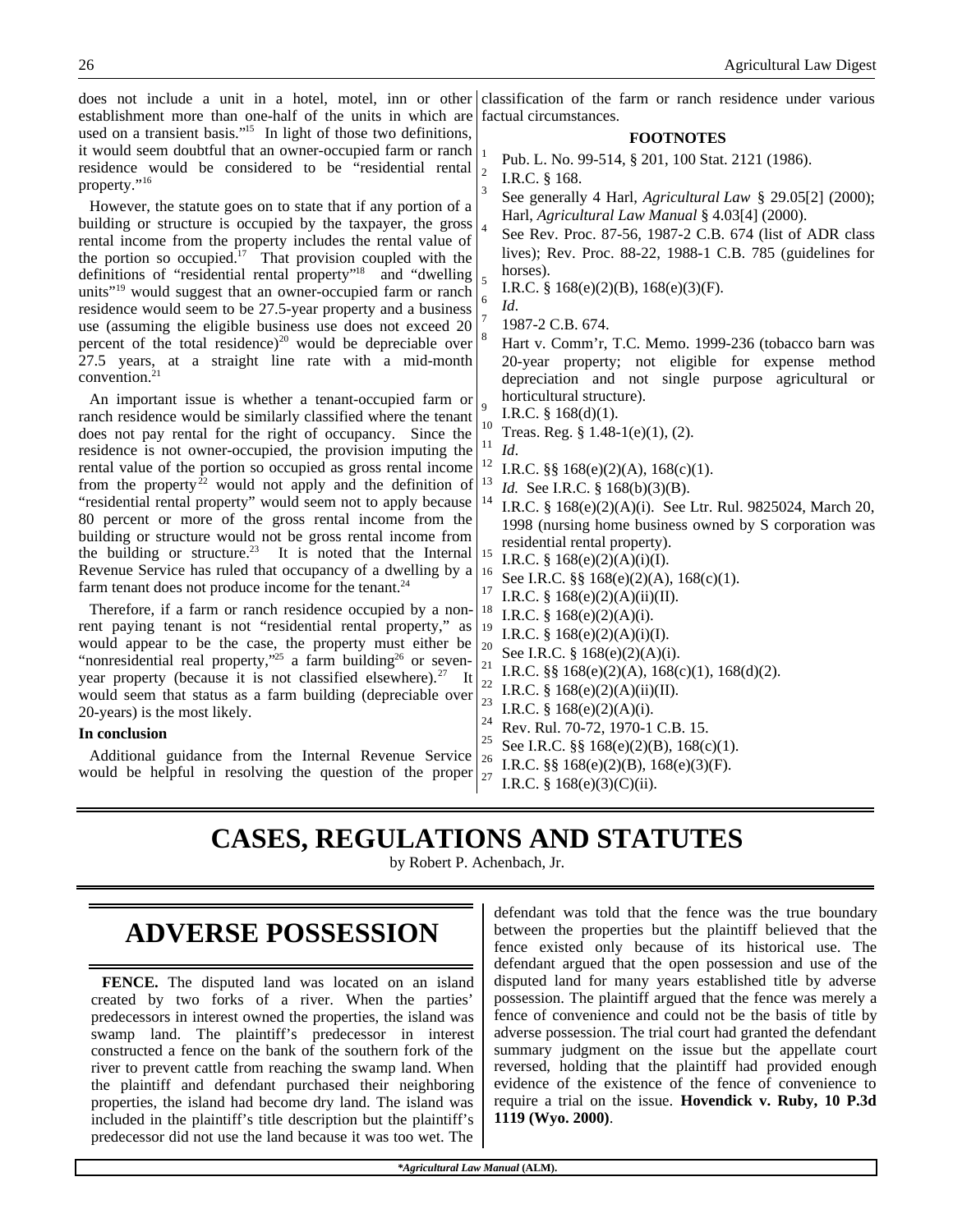does not include a unit in a hotel, motel, inn or other establishment more than one-half of the units in which are used on a transient basis."[15] In light of those two definitions, it would seem doubtful that an owner-occupied farm or ranch residence would be considered to be "residential rental property."[16]

However, the statute goes on to state that if any portion of a building or structure is occupied by the taxpayer, the gross rental income from the property includes the rental value of the portion so occupied.[17] That provision coupled with the definitions of "residential rental property"[18] and "dwelling units"[19] would suggest that an owner-occupied farm or ranch residence would seem to be 27.5-year property and a business use (assuming the eligible business use does not exceed 20 percent of the total residence)[20] would be depreciable over 27.5 years, at a straight line rate with a mid-month convention.[21]

An important issue is whether a tenant-occupied farm or ranch residence would be similarly classified where the tenant does not pay rental for the right of occupancy. Since the residence is not owner-occupied, the provision imputing the rental value of the portion so occupied as gross rental income from the property[22] would not apply and the definition of "residential rental property" would seem not to apply because 80 percent or more of the gross rental income from the building or structure would not be gross rental income from the building or structure.[23] It is noted that the Internal Revenue Service has ruled that occupancy of a dwelling by a farm tenant does not produce income for the tenant.[24]

Therefore, if a farm or ranch residence occupied by a non-rent paying tenant is not "residential rental property," as would appear to be the case, the property must either be "nonresidential real property,"[25] a farm building[26] or seven-year property (because it is not classified elsewhere).[27] It would seem that status as a farm building (depreciable over 20-years) is the most likely.

**In conclusion**

Additional guidance from the Internal Revenue Service would be helpful in resolving the question of the proper classification of the farm or ranch residence under various factual circumstances.

**FOOTNOTES**

1. Pub. L. No. 99-514, § 201, 100 Stat. 2121 (1986).
2. I.R.C. § 168.
3. See generally 4 Harl, *Agricultural Law* § 29.05[2] (2000); Harl, *Agricultural Law Manual* § 4.03[4] (2000).
4. See Rev. Proc. 87-56, 1987-2 C.B. 674 (list of ADR class lives); Rev. Proc. 88-22, 1988-1 C.B. 785 (guidelines for horses).
5. I.R.C. § 168(e)(2)(B), 168(e)(3)(F).
6. *Id*.
7. 1987-2 C.B. 674.
8. Hart v. Comm'r, T.C. Memo. 1999-236 (tobacco barn was 20-year property; not eligible for expense method depreciation and not single purpose agricultural or horticultural structure).
9. I.R.C. § 168(d)(1).
10. Treas. Reg. § 1.48-1(e)(1), (2).
11. *Id*.
12. I.R.C. §§ 168(e)(2)(A), 168(c)(1).
13. *Id.* See I.R.C. § 168(b)(3)(B).
14. I.R.C. § 168(e)(2)(A)(i). See Ltr. Rul. 9825024, March 20, 1998 (nursing home business owned by S corporation was residential rental property).
15. I.R.C. § 168(e)(2)(A)(i)(I).
16. See I.R.C. §§ 168(e)(2)(A), 168(c)(1).
17. I.R.C. § 168(e)(2)(A)(ii)(II).
18. I.R.C. § 168(e)(2)(A)(i).
19. I.R.C. § 168(e)(2)(A)(i)(I).
20. See I.R.C. § 168(e)(2)(A)(i).
21. I.R.C. §§ 168(e)(2)(A), 168(c)(1), 168(d)(2).
22. I.R.C. § 168(e)(2)(A)(ii)(II).
23. I.R.C. § 168(e)(2)(A)(i).
24. Rev. Rul. 70-72, 1970-1 C.B. 15.
25. See I.R.C. §§ 168(e)(2)(B), 168(c)(1).
26. I.R.C. §§ 168(e)(2)(B), 168(e)(3)(F).
27. I.R.C. § 168(e)(3)(C)(ii).

# CASES, REGULATIONS AND STATUTES

by Robert P. Achenbach, Jr.

## ADVERSE POSSESSION

**FENCE.** The disputed land was located on an island created by two forks of a river. When the parties' predecessors in interest owned the properties, the island was swamp land. The plaintiff's predecessor in interest constructed a fence on the bank of the southern fork of the river to prevent cattle from reaching the swamp land. When the plaintiff and defendant purchased their neighboring properties, the island had become dry land. The island was included in the plaintiff's title description but the plaintiff's predecessor did not use the land because it was too wet. The defendant was told that the fence was the true boundary between the properties but the plaintiff believed that the fence existed only because of its historical use. The defendant argued that the open possession and use of the disputed land for many years established title by adverse possession. The plaintiff argued that the fence was merely a fence of convenience and could not be the basis of title by adverse possession. The trial court had granted the defendant summary judgment on the issue but the appellate court reversed, holding that the plaintiff had provided enough evidence of the existence of the fence of convenience to require a trial on the issue. **Hovendick v. Ruby, 10 P.3d 1119 (Wyo. 2000)**.

**Agricultural Law Manual* (ALM).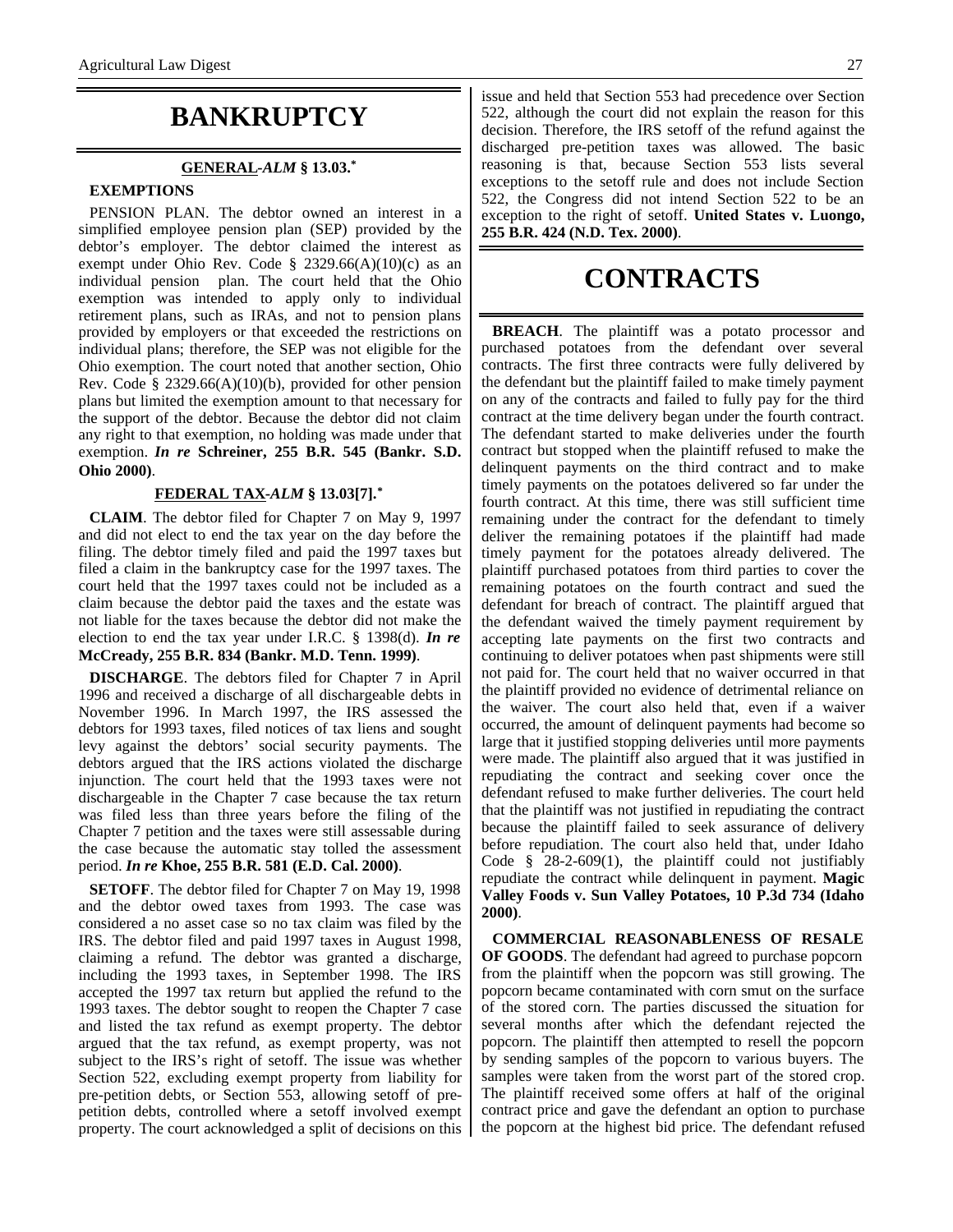# BANKRUPTCY

## GENERAL-*ALM* § 13.03.*

### EXEMPTIONS

PENSION PLAN. The debtor owned an interest in a simplified employee pension plan (SEP) provided by the debtor's employer. The debtor claimed the interest as exempt under Ohio Rev. Code § 2329.66(A)(10)(c) as an individual pension plan. The court held that the Ohio exemption was intended to apply only to individual retirement plans, such as IRAs, and not to pension plans provided by employers or that exceeded the restrictions on individual plans; therefore, the SEP was not eligible for the Ohio exemption. The court noted that another section, Ohio Rev. Code § 2329.66(A)(10)(b), provided for other pension plans but limited the exemption amount to that necessary for the support of the debtor. Because the debtor did not claim any right to that exemption, no holding was made under that exemption. ***In re* Schreiner, 255 B.R. 545 (Bankr. S.D. Ohio 2000)**.

## FEDERAL TAX-*ALM* § 13.03[7].*

**CLAIM**. The debtor filed for Chapter 7 on May 9, 1997 and did not elect to end the tax year on the day before the filing. The debtor timely filed and paid the 1997 taxes but filed a claim in the bankruptcy case for the 1997 taxes. The court held that the 1997 taxes could not be included as a claim because the debtor paid the taxes and the estate was not liable for the taxes because the debtor did not make the election to end the tax year under I.R.C. § 1398(d). ***In re* McCready, 255 B.R. 834 (Bankr. M.D. Tenn. 1999)**.

**DISCHARGE**. The debtors filed for Chapter 7 in April 1996 and received a discharge of all dischargeable debts in November 1996. In March 1997, the IRS assessed the debtors for 1993 taxes, filed notices of tax liens and sought levy against the debtors' social security payments. The debtors argued that the IRS actions violated the discharge injunction. The court held that the 1993 taxes were not dischargeable in the Chapter 7 case because the tax return was filed less than three years before the filing of the Chapter 7 petition and the taxes were still assessable during the case because the automatic stay tolled the assessment period. ***In re* Khoe, 255 B.R. 581 (E.D. Cal. 2000)**.

**SETOFF**. The debtor filed for Chapter 7 on May 19, 1998 and the debtor owed taxes from 1993. The case was considered a no asset case so no tax claim was filed by the IRS. The debtor filed and paid 1997 taxes in August 1998, claiming a refund. The debtor was granted a discharge, including the 1993 taxes, in September 1998. The IRS accepted the 1997 tax return but applied the refund to the 1993 taxes. The debtor sought to reopen the Chapter 7 case and listed the tax refund as exempt property. The debtor argued that the tax refund, as exempt property, was not subject to the IRS's right of setoff. The issue was whether Section 522, excluding exempt property from liability for pre-petition debts, or Section 553, allowing setoff of pre-petition debts, controlled where a setoff involved exempt property. The court acknowledged a split of decisions on this issue and held that Section 553 had precedence over Section 522, although the court did not explain the reason for this decision. Therefore, the IRS setoff of the refund against the discharged pre-petition taxes was allowed. The basic reasoning is that, because Section 553 lists several exceptions to the setoff rule and does not include Section 522, the Congress did not intend Section 522 to be an exception to the right of setoff. **United States v. Luongo, 255 B.R. 424 (N.D. Tex. 2000)**.

# CONTRACTS

**BREACH**. The plaintiff was a potato processor and purchased potatoes from the defendant over several contracts. The first three contracts were fully delivered by the defendant but the plaintiff failed to make timely payment on any of the contracts and failed to fully pay for the third contract at the time delivery began under the fourth contract. The defendant started to make deliveries under the fourth contract but stopped when the plaintiff refused to make the delinquent payments on the third contract and to make timely payments on the potatoes delivered so far under the fourth contract. At this time, there was still sufficient time remaining under the contract for the defendant to timely deliver the remaining potatoes if the plaintiff had made timely payment for the potatoes already delivered. The plaintiff purchased potatoes from third parties to cover the remaining potatoes on the fourth contract and sued the defendant for breach of contract. The plaintiff argued that the defendant waived the timely payment requirement by accepting late payments on the first two contracts and continuing to deliver potatoes when past shipments were still not paid for. The court held that no waiver occurred in that the plaintiff provided no evidence of detrimental reliance on the waiver. The court also held that, even if a waiver occurred, the amount of delinquent payments had become so large that it justified stopping deliveries until more payments were made. The plaintiff also argued that it was justified in repudiating the contract and seeking cover once the defendant refused to make further deliveries. The court held that the plaintiff was not justified in repudiating the contract because the plaintiff failed to seek assurance of delivery before repudiation. The court also held that, under Idaho Code § 28-2-609(1), the plaintiff could not justifiably repudiate the contract while delinquent in payment. **Magic Valley Foods v. Sun Valley Potatoes, 10 P.3d 734 (Idaho 2000)**.

**COMMERCIAL REASONABLENESS OF RESALE OF GOODS**. The defendant had agreed to purchase popcorn from the plaintiff when the popcorn was still growing. The popcorn became contaminated with corn smut on the surface of the stored corn. The parties discussed the situation for several months after which the defendant rejected the popcorn. The plaintiff then attempted to resell the popcorn by sending samples of the popcorn to various buyers. The samples were taken from the worst part of the stored crop. The plaintiff received some offers at half of the original contract price and gave the defendant an option to purchase the popcorn at the highest bid price. The defendant refused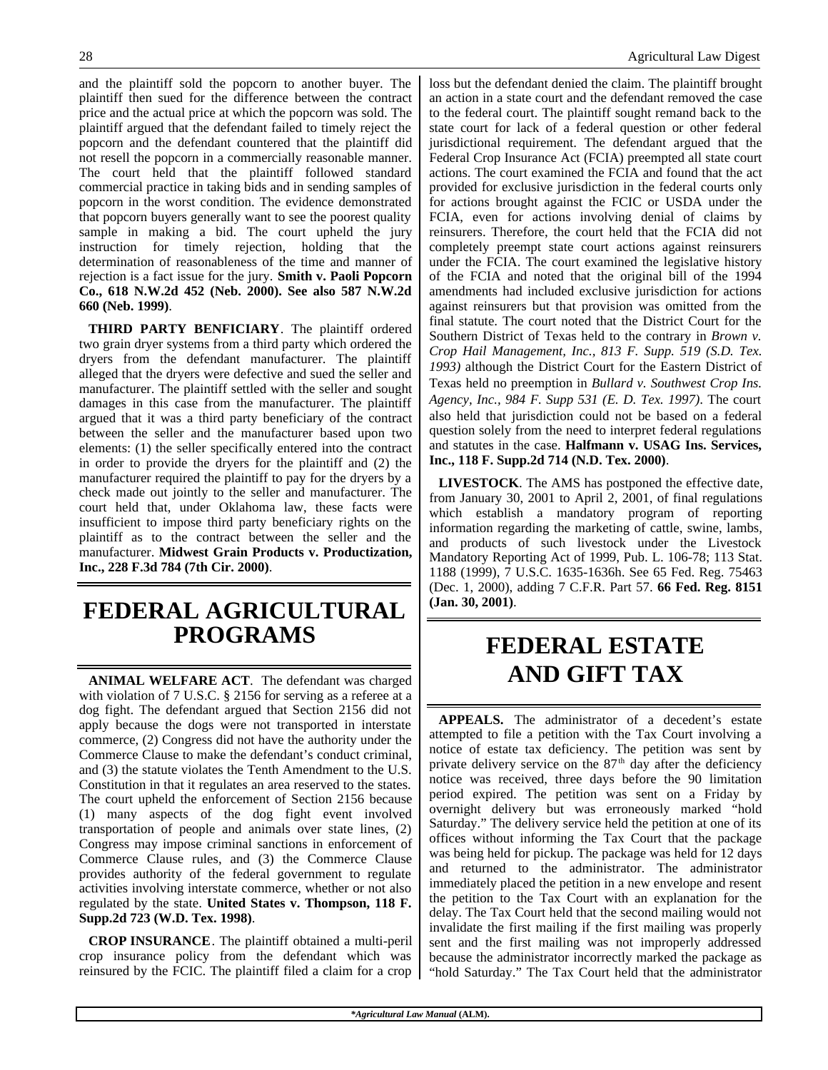and the plaintiff sold the popcorn to another buyer. The plaintiff then sued for the difference between the contract price and the actual price at which the popcorn was sold. The plaintiff argued that the defendant failed to timely reject the popcorn and the defendant countered that the plaintiff did not resell the popcorn in a commercially reasonable manner. The court held that the plaintiff followed standard commercial practice in taking bids and in sending samples of popcorn in the worst condition. The evidence demonstrated that popcorn buyers generally want to see the poorest quality sample in making a bid. The court upheld the jury instruction for timely rejection, holding that the determination of reasonableness of the time and manner of rejection is a fact issue for the jury. **Smith v. Paoli Popcorn Co., 618 N.W.2d 452 (Neb. 2000). See also 587 N.W.2d 660 (Neb. 1999)**.

**THIRD PARTY BENFICIARY**. The plaintiff ordered two grain dryer systems from a third party which ordered the dryers from the defendant manufacturer. The plaintiff alleged that the dryers were defective and sued the seller and manufacturer. The plaintiff settled with the seller and sought damages in this case from the manufacturer. The plaintiff argued that it was a third party beneficiary of the contract between the seller and the manufacturer based upon two elements: (1) the seller specifically entered into the contract in order to provide the dryers for the plaintiff and (2) the manufacturer required the plaintiff to pay for the dryers by a check made out jointly to the seller and manufacturer. The court held that, under Oklahoma law, these facts were insufficient to impose third party beneficiary rights on the plaintiff as to the contract between the seller and the manufacturer. **Midwest Grain Products v. Productization, Inc., 228 F.3d 784 (7th Cir. 2000)**.

# FEDERAL AGRICULTURAL PROGRAMS

**ANIMAL WELFARE ACT**. The defendant was charged with violation of 7 U.S.C. § 2156 for serving as a referee at a dog fight. The defendant argued that Section 2156 did not apply because the dogs were not transported in interstate commerce, (2) Congress did not have the authority under the Commerce Clause to make the defendant's conduct criminal, and (3) the statute violates the Tenth Amendment to the U.S. Constitution in that it regulates an area reserved to the states. The court upheld the enforcement of Section 2156 because (1) many aspects of the dog fight event involved transportation of people and animals over state lines, (2) Congress may impose criminal sanctions in enforcement of Commerce Clause rules, and (3) the Commerce Clause provides authority of the federal government to regulate activities involving interstate commerce, whether or not also regulated by the state. **United States v. Thompson, 118 F. Supp.2d 723 (W.D. Tex. 1998)**.

**CROP INSURANCE**. The plaintiff obtained a multi-peril crop insurance policy from the defendant which was reinsured by the FCIC. The plaintiff filed a claim for a crop loss but the defendant denied the claim. The plaintiff brought an action in a state court and the defendant removed the case to the federal court. The plaintiff sought remand back to the state court for lack of a federal question or other federal jurisdictional requirement. The defendant argued that the Federal Crop Insurance Act (FCIA) preempted all state court actions. The court examined the FCIA and found that the act provided for exclusive jurisdiction in the federal courts only for actions brought against the FCIC or USDA under the FCIA, even for actions involving denial of claims by reinsurers. Therefore, the court held that the FCIA did not completely preempt state court actions against reinsurers under the FCIA. The court examined the legislative history of the FCIA and noted that the original bill of the 1994 amendments had included exclusive jurisdiction for actions against reinsurers but that provision was omitted from the final statute. The court noted that the District Court for the Southern District of Texas held to the contrary in *Brown v. Crop Hail Management, Inc., 813 F. Supp. 519 (S.D. Tex. 1993)* although the District Court for the Eastern District of Texas held no preemption in *Bullard v. Southwest Crop Ins. Agency, Inc., 984 F. Supp 531 (E. D. Tex. 1997)*. The court also held that jurisdiction could not be based on a federal question solely from the need to interpret federal regulations and statutes in the case. **Halfmann v. USAG Ins. Services, Inc., 118 F. Supp.2d 714 (N.D. Tex. 2000)**.

**LIVESTOCK**. The AMS has postponed the effective date, from January 30, 2001 to April 2, 2001, of final regulations which establish a mandatory program of reporting information regarding the marketing of cattle, swine, lambs, and products of such livestock under the Livestock Mandatory Reporting Act of 1999, Pub. L. 106-78; 113 Stat. 1188 (1999), 7 U.S.C. 1635-1636h. See 65 Fed. Reg. 75463 (Dec. 1, 2000), adding 7 C.F.R. Part 57. **66 Fed. Reg. 8151 (Jan. 30, 2001)**.

# FEDERAL ESTATE AND GIFT TAX

**APPEALS.** The administrator of a decedent's estate attempted to file a petition with the Tax Court involving a notice of estate tax deficiency. The petition was sent by private delivery service on the 87th day after the deficiency notice was received, three days before the 90 limitation period expired. The petition was sent on a Friday by overnight delivery but was erroneously marked "hold Saturday." The delivery service held the petition at one of its offices without informing the Tax Court that the package was being held for pickup. The package was held for 12 days and returned to the administrator. The administrator immediately placed the petition in a new envelope and resent the petition to the Tax Court with an explanation for the delay. The Tax Court held that the second mailing would not invalidate the first mailing if the first mailing was properly sent and the first mailing was not improperly addressed because the administrator incorrectly marked the package as "hold Saturday." The Tax Court held that the administrator

*Agricultural Law Manual (ALM).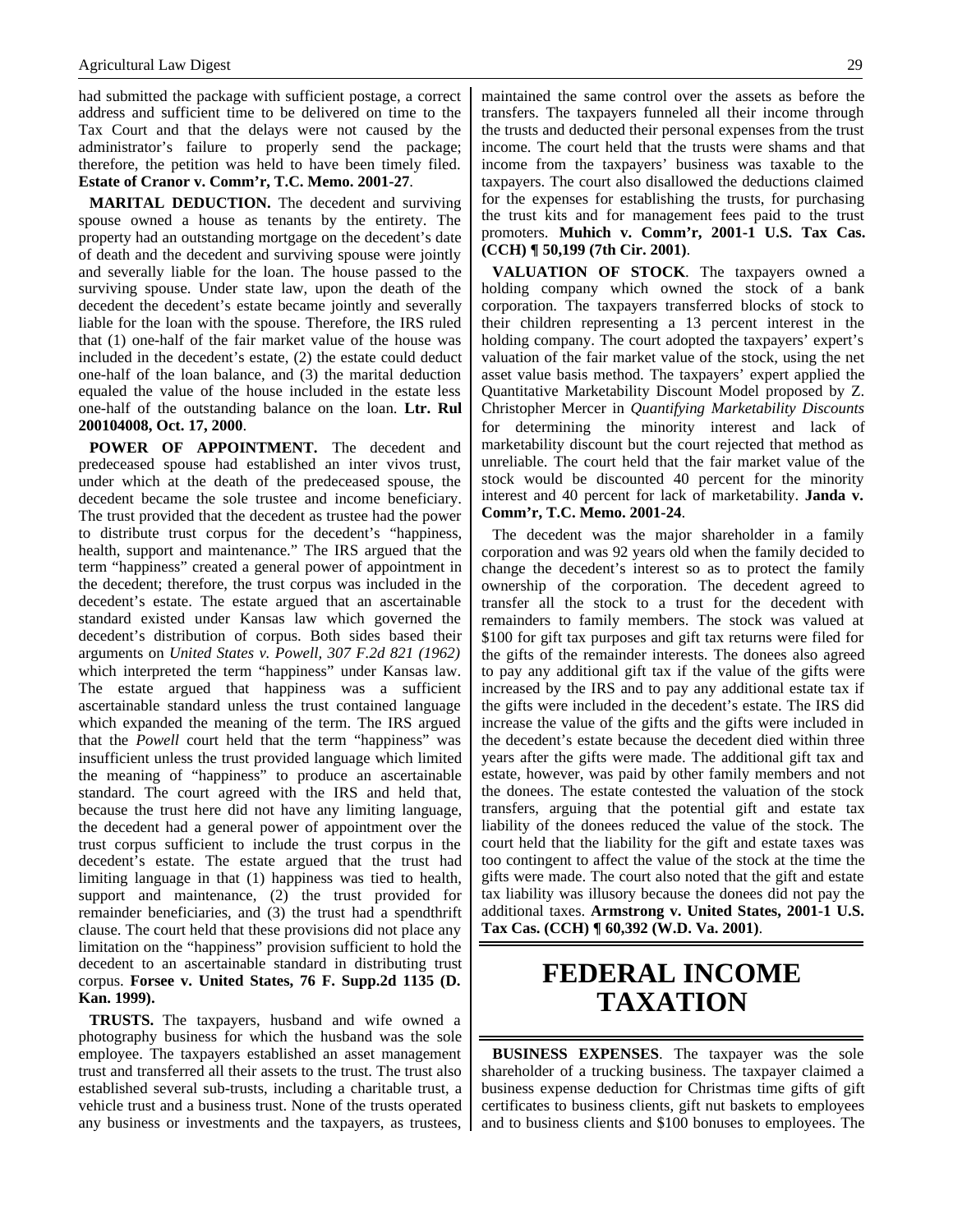had submitted the package with sufficient postage, a correct address and sufficient time to be delivered on time to the Tax Court and that the delays were not caused by the administrator's failure to properly send the package; therefore, the petition was held to have been timely filed. **Estate of Cranor v. Comm'r, T.C. Memo. 2001-27**.

**MARITAL DEDUCTION.** The decedent and surviving spouse owned a house as tenants by the entirety. The property had an outstanding mortgage on the decedent's date of death and the decedent and surviving spouse were jointly and severally liable for the loan. The house passed to the surviving spouse. Under state law, upon the death of the decedent the decedent's estate became jointly and severally liable for the loan with the spouse. Therefore, the IRS ruled that (1) one-half of the fair market value of the house was included in the decedent's estate, (2) the estate could deduct one-half of the loan balance, and (3) the marital deduction equaled the value of the house included in the estate less one-half of the outstanding balance on the loan. **Ltr. Rul 200104008, Oct. 17, 2000**.

**POWER OF APPOINTMENT.** The decedent and predeceased spouse had established an inter vivos trust, under which at the death of the predeceased spouse, the decedent became the sole trustee and income beneficiary. The trust provided that the decedent as trustee had the power to distribute trust corpus for the decedent's "happiness, health, support and maintenance." The IRS argued that the term "happiness" created a general power of appointment in the decedent; therefore, the trust corpus was included in the decedent's estate. The estate argued that an ascertainable standard existed under Kansas law which governed the decedent's distribution of corpus. Both sides based their arguments on *United States v. Powell, 307 F.2d 821 (1962)* which interpreted the term "happiness" under Kansas law. The estate argued that happiness was a sufficient ascertainable standard unless the trust contained language which expanded the meaning of the term. The IRS argued that the *Powell* court held that the term "happiness" was insufficient unless the trust provided language which limited the meaning of "happiness" to produce an ascertainable standard. The court agreed with the IRS and held that, because the trust here did not have any limiting language, the decedent had a general power of appointment over the trust corpus sufficient to include the trust corpus in the decedent's estate. The estate argued that the trust had limiting language in that (1) happiness was tied to health, support and maintenance, (2) the trust provided for remainder beneficiaries, and (3) the trust had a spendthrift clause. The court held that these provisions did not place any limitation on the "happiness" provision sufficient to hold the decedent to an ascertainable standard in distributing trust corpus. **Forsee v. United States, 76 F. Supp.2d 1135 (D. Kan. 1999).**

**TRUSTS.** The taxpayers, husband and wife owned a photography business for which the husband was the sole employee. The taxpayers established an asset management trust and transferred all their assets to the trust. The trust also established several sub-trusts, including a charitable trust, a vehicle trust and a business trust. None of the trusts operated any business or investments and the taxpayers, as trustees, maintained the same control over the assets as before the transfers. The taxpayers funneled all their income through the trusts and deducted their personal expenses from the trust income. The court held that the trusts were shams and that income from the taxpayers' business was taxable to the taxpayers. The court also disallowed the deductions claimed for the expenses for establishing the trusts, for purchasing the trust kits and for management fees paid to the trust promoters. **Muhich v. Comm'r, 2001-1 U.S. Tax Cas. (CCH) ¶ 50,199 (7th Cir. 2001)**.

**VALUATION OF STOCK**. The taxpayers owned a holding company which owned the stock of a bank corporation. The taxpayers transferred blocks of stock to their children representing a 13 percent interest in the holding company. The court adopted the taxpayers' expert's valuation of the fair market value of the stock, using the net asset value basis method. The taxpayers' expert applied the Quantitative Marketability Discount Model proposed by Z. Christopher Mercer in *Quantifying Marketability Discounts* for determining the minority interest and lack of marketability discount but the court rejected that method as unreliable. The court held that the fair market value of the stock would be discounted 40 percent for the minority interest and 40 percent for lack of marketability. **Janda v. Comm'r, T.C. Memo. 2001-24**.

The decedent was the major shareholder in a family corporation and was 92 years old when the family decided to change the decedent's interest so as to protect the family ownership of the corporation. The decedent agreed to transfer all the stock to a trust for the decedent with remainders to family members. The stock was valued at $100 for gift tax purposes and gift tax returns were filed for the gifts of the remainder interests. The donees also agreed to pay any additional gift tax if the value of the gifts were increased by the IRS and to pay any additional estate tax if the gifts were included in the decedent's estate. The IRS did increase the value of the gifts and the gifts were included in the decedent's estate because the decedent died within three years after the gifts were made. The additional gift tax and estate, however, was paid by other family members and not the donees. The estate contested the valuation of the stock transfers, arguing that the potential gift and estate tax liability of the donees reduced the value of the stock. The court held that the liability for the gift and estate taxes was too contingent to affect the value of the stock at the time the gifts were made. The court also noted that the gift and estate tax liability was illusory because the donees did not pay the additional taxes. **Armstrong v. United States, 2001-1 U.S. Tax Cas. (CCH) ¶ 60,392 (W.D. Va. 2001)**.

# FEDERAL INCOME TAXATION

**BUSINESS EXPENSES**. The taxpayer was the sole shareholder of a trucking business. The taxpayer claimed a business expense deduction for Christmas time gifts of gift certificates to business clients, gift nut baskets to employees and to business clients and $100 bonuses to employees. The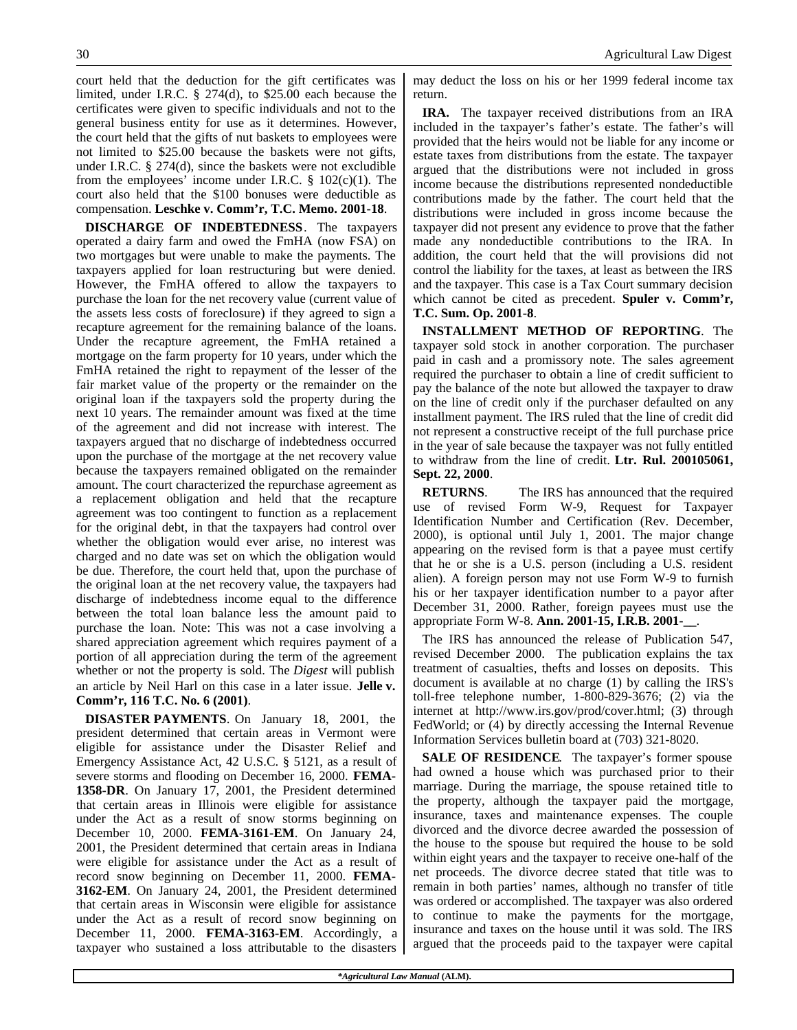court held that the deduction for the gift certificates was limited, under I.R.C. § 274(d), to $25.00 each because the certificates were given to specific individuals and not to the general business entity for use as it determines. However, the court held that the gifts of nut baskets to employees were not limited to $25.00 because the baskets were not gifts, under I.R.C. § 274(d), since the baskets were not excludible from the employees' income under I.R.C. § 102(c)(1). The court also held that the $100 bonuses were deductible as compensation. **Leschke v. Comm'r, T.C. Memo. 2001-18**.

**DISCHARGE OF INDEBTEDNESS**. The taxpayers operated a dairy farm and owed the FmHA (now FSA) on two mortgages but were unable to make the payments. The taxpayers applied for loan restructuring but were denied. However, the FmHA offered to allow the taxpayers to purchase the loan for the net recovery value (current value of the assets less costs of foreclosure) if they agreed to sign a recapture agreement for the remaining balance of the loans. Under the recapture agreement, the FmHA retained a mortgage on the farm property for 10 years, under which the FmHA retained the right to repayment of the lesser of the fair market value of the property or the remainder on the original loan if the taxpayers sold the property during the next 10 years. The remainder amount was fixed at the time of the agreement and did not increase with interest. The taxpayers argued that no discharge of indebtedness occurred upon the purchase of the mortgage at the net recovery value because the taxpayers remained obligated on the remainder amount. The court characterized the repurchase agreement as a replacement obligation and held that the recapture agreement was too contingent to function as a replacement for the original debt, in that the taxpayers had control over whether the obligation would ever arise, no interest was charged and no date was set on which the obligation would be due. Therefore, the court held that, upon the purchase of the original loan at the net recovery value, the taxpayers had discharge of indebtedness income equal to the difference between the total loan balance less the amount paid to purchase the loan. Note: This was not a case involving a shared appreciation agreement which requires payment of a portion of all appreciation during the term of the agreement whether or not the property is sold. The *Digest* will publish an article by Neil Harl on this case in a later issue. **Jelle v. Comm'r, 116 T.C. No. 6 (2001)**.

**DISASTER PAYMENTS**. On January 18, 2001, the president determined that certain areas in Vermont were eligible for assistance under the Disaster Relief and Emergency Assistance Act, 42 U.S.C. § 5121, as a result of severe storms and flooding on December 16, 2000. **FEMA-1358-DR**. On January 17, 2001, the President determined that certain areas in Illinois were eligible for assistance under the Act as a result of snow storms beginning on December 10, 2000. **FEMA-3161-EM**. On January 24, 2001, the President determined that certain areas in Indiana were eligible for assistance under the Act as a result of record snow beginning on December 11, 2000. **FEMA-3162-EM**. On January 24, 2001, the President determined that certain areas in Wisconsin were eligible for assistance under the Act as a result of record snow beginning on December 11, 2000. **FEMA-3163-EM**. Accordingly, a taxpayer who sustained a loss attributable to the disasters may deduct the loss on his or her 1999 federal income tax return.

**IRA.** The taxpayer received distributions from an IRA included in the taxpayer's father's estate. The father's will provided that the heirs would not be liable for any income or estate taxes from distributions from the estate. The taxpayer argued that the distributions were not included in gross income because the distributions represented nondeductible contributions made by the father. The court held that the distributions were included in gross income because the taxpayer did not present any evidence to prove that the father made any nondeductible contributions to the IRA. In addition, the court held that the will provisions did not control the liability for the taxes, at least as between the IRS and the taxpayer. This case is a Tax Court summary decision which cannot be cited as precedent. **Spuler v. Comm'r, T.C. Sum. Op. 2001-8**.

**INSTALLMENT METHOD OF REPORTING**. The taxpayer sold stock in another corporation. The purchaser paid in cash and a promissory note. The sales agreement required the purchaser to obtain a line of credit sufficient to pay the balance of the note but allowed the taxpayer to draw on the line of credit only if the purchaser defaulted on any installment payment. The IRS ruled that the line of credit did not represent a constructive receipt of the full purchase price in the year of sale because the taxpayer was not fully entitled to withdraw from the line of credit. **Ltr. Rul. 200105061, Sept. 22, 2000**.

**RETURNS**. The IRS has announced that the required use of revised Form W-9, Request for Taxpayer Identification Number and Certification (Rev. December, 2000), is optional until July 1, 2001. The major change appearing on the revised form is that a payee must certify that he or she is a U.S. person (including a U.S. resident alien). A foreign person may not use Form W-9 to furnish his or her taxpayer identification number to a payor after December 31, 2000. Rather, foreign payees must use the appropriate Form W-8. **Ann. 2001-15, I.R.B. 2001-__**.

The IRS has announced the release of Publication 547, revised December 2000. The publication explains the tax treatment of casualties, thefts and losses on deposits. This document is available at no charge (1) by calling the IRS's toll-free telephone number, 1-800-829-3676; (2) via the internet at http://www.irs.gov/prod/cover.html; (3) through FedWorld; or (4) by directly accessing the Internal Revenue Information Services bulletin board at (703) 321-8020.

**SALE OF RESIDENCE**. The taxpayer's former spouse had owned a house which was purchased prior to their marriage. During the marriage, the spouse retained title to the property, although the taxpayer paid the mortgage, insurance, taxes and maintenance expenses. The couple divorced and the divorce decree awarded the possession of the house to the spouse but required the house to be sold within eight years and the taxpayer to receive one-half of the net proceeds. The divorce decree stated that title was to remain in both parties' names, although no transfer of title was ordered or accomplished. The taxpayer was also ordered to continue to make the payments for the mortgage, insurance and taxes on the house until it was sold. The IRS argued that the proceeds paid to the taxpayer were capital

**Agricultural Law Manual* (ALM).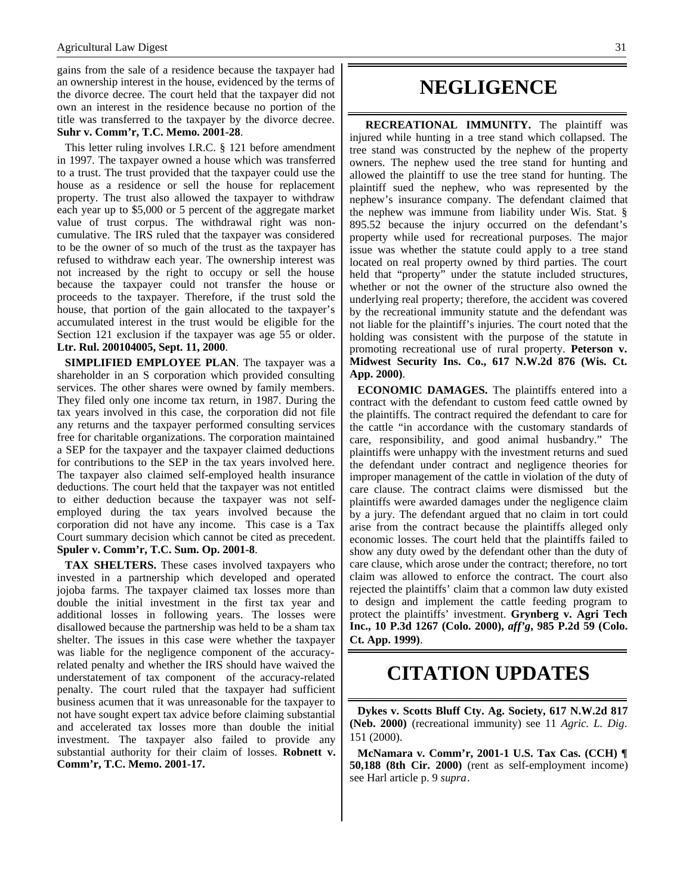gains from the sale of a residence because the taxpayer had an ownership interest in the house, evidenced by the terms of the divorce decree. The court held that the taxpayer did not own an interest in the residence because no portion of the title was transferred to the taxpayer by the divorce decree. **Suhr v. Comm'r, T.C. Memo. 2001-28**.

This letter ruling involves I.R.C. § 121 before amendment in 1997. The taxpayer owned a house which was transferred to a trust. The trust provided that the taxpayer could use the house as a residence or sell the house for replacement property. The trust also allowed the taxpayer to withdraw each year up to $5,000 or 5 percent of the aggregate market value of trust corpus. The withdrawal right was non-cumulative. The IRS ruled that the taxpayer was considered to be the owner of so much of the trust as the taxpayer has refused to withdraw each year. The ownership interest was not increased by the right to occupy or sell the house because the taxpayer could not transfer the house or proceeds to the taxpayer. Therefore, if the trust sold the house, that portion of the gain allocated to the taxpayer's accumulated interest in the trust would be eligible for the Section 121 exclusion if the taxpayer was age 55 or older. **Ltr. Rul. 200104005, Sept. 11, 2000**.

**SIMPLIFIED EMPLOYEE PLAN**. The taxpayer was a shareholder in an S corporation which provided consulting services. The other shares were owned by family members. They filed only one income tax return, in 1987. During the tax years involved in this case, the corporation did not file any returns and the taxpayer performed consulting services free for charitable organizations. The corporation maintained a SEP for the taxpayer and the taxpayer claimed deductions for contributions to the SEP in the tax years involved here. The taxpayer also claimed self-employed health insurance deductions. The court held that the taxpayer was not entitled to either deduction because the taxpayer was not self-employed during the tax years involved because the corporation did not have any income. This case is a Tax Court summary decision which cannot be cited as precedent. **Spuler v. Comm'r, T.C. Sum. Op. 2001-8**.

**TAX SHELTERS.** These cases involved taxpayers who invested in a partnership which developed and operated jojoba farms. The taxpayer claimed tax losses more than double the initial investment in the first tax year and additional losses in following years. The losses were disallowed because the partnership was held to be a sham tax shelter. The issues in this case were whether the taxpayer was liable for the negligence component of the accuracy-related penalty and whether the IRS should have waived the understatement of tax component of the accuracy-related penalty. The court ruled that the taxpayer had sufficient business acumen that it was unreasonable for the taxpayer to not have sought expert tax advice before claiming substantial and accelerated tax losses more than double the initial investment. The taxpayer also failed to provide any substantial authority for their claim of losses. **Robnett v. Comm'r, T.C. Memo. 2001-17.**

# NEGLIGENCE

**RECREATIONAL IMMUNITY.** The plaintiff was injured while hunting in a tree stand which collapsed. The tree stand was constructed by the nephew of the property owners. The nephew used the tree stand for hunting and allowed the plaintiff to use the tree stand for hunting. The plaintiff sued the nephew, who was represented by the nephew's insurance company. The defendant claimed that the nephew was immune from liability under Wis. Stat. § 895.52 because the injury occurred on the defendant's property while used for recreational purposes. The major issue was whether the statute could apply to a tree stand located on real property owned by third parties. The court held that "property" under the statute included structures, whether or not the owner of the structure also owned the underlying real property; therefore, the accident was covered by the recreational immunity statute and the defendant was not liable for the plaintiff's injuries. The court noted that the holding was consistent with the purpose of the statute in promoting recreational use of rural property. **Peterson v. Midwest Security Ins. Co., 617 N.W.2d 876 (Wis. Ct. App. 2000)**.

**ECONOMIC DAMAGES.** The plaintiffs entered into a contract with the defendant to custom feed cattle owned by the plaintiffs. The contract required the defendant to care for the cattle "in accordance with the customary standards of care, responsibility, and good animal husbandry." The plaintiffs were unhappy with the investment returns and sued the defendant under contract and negligence theories for improper management of the cattle in violation of the duty of care clause. The contract claims were dismissed but the plaintiffs were awarded damages under the negligence claim by a jury. The defendant argued that no claim in tort could arise from the contract because the plaintiffs alleged only economic losses. The court held that the plaintiffs failed to show any duty owed by the defendant other than the duty of care clause, which arose under the contract; therefore, no tort claim was allowed to enforce the contract. The court also rejected the plaintiffs' claim that a common law duty existed to design and implement the cattle feeding program to protect the plaintiffs' investment. **Grynberg v. Agri Tech Inc., 10 P.3d 1267 (Colo. 2000),** ***aff'g*****, 985 P.2d 59 (Colo. Ct. App. 1999)**.

# CITATION UPDATES

**Dykes v. Scotts Bluff Cty. Ag. Society, 617 N.W.2d 817 (Neb. 2000)** (recreational immunity) see 11 *Agric. L. Dig*. 151 (2000).

**McNamara v. Comm'r, 2001-1 U.S. Tax Cas. (CCH) ¶ 50,188 (8th Cir. 2000)** (rent as self-employment income) see Harl article p. 9 *supra*.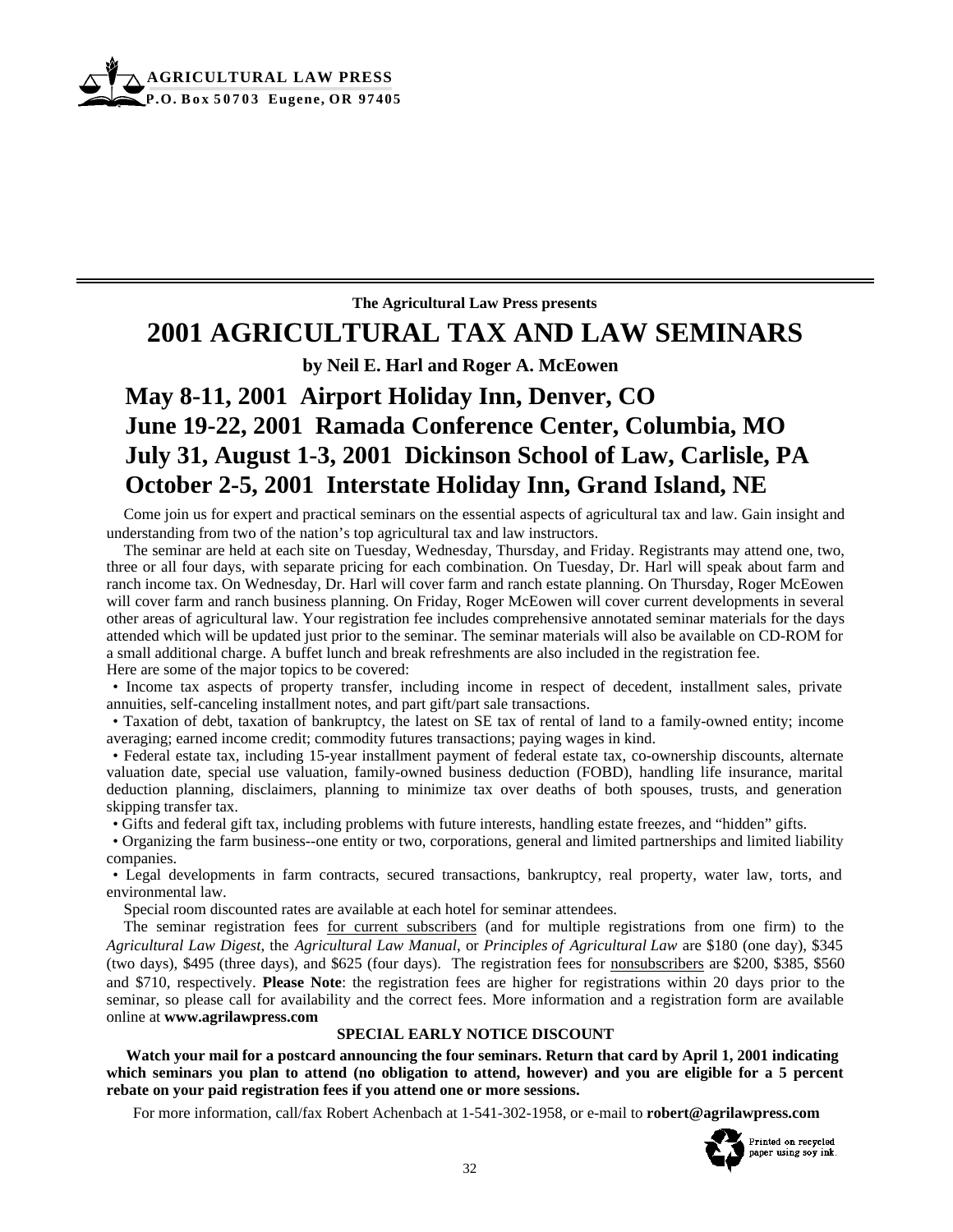**AGRICULTURAL LAW PRESS**
**P.O. Box 50703 Eugene, OR 97405**

---

**The Agricultural Law Press presents**

# 2001 AGRICULTURAL TAX AND LAW SEMINARS

**by Neil E. Harl and Roger A. McEowen**

## May 8-11, 2001 Airport Holiday Inn, Denver, CO
## June 19-22, 2001 Ramada Conference Center, Columbia, MO
## July 31, August 1-3, 2001 Dickinson School of Law, Carlisle, PA
## October 2-5, 2001 Interstate Holiday Inn, Grand Island, NE

Come join us for expert and practical seminars on the essential aspects of agricultural tax and law. Gain insight and understanding from two of the nation's top agricultural tax and law instructors.

The seminar are held at each site on Tuesday, Wednesday, Thursday, and Friday. Registrants may attend one, two, three or all four days, with separate pricing for each combination. On Tuesday, Dr. Harl will speak about farm and ranch income tax. On Wednesday, Dr. Harl will cover farm and ranch estate planning. On Thursday, Roger McEowen will cover farm and ranch business planning. On Friday, Roger McEowen will cover current developments in several other areas of agricultural law. Your registration fee includes comprehensive annotated seminar materials for the days attended which will be updated just prior to the seminar. The seminar materials will also be available on CD-ROM for a small additional charge. A buffet lunch and break refreshments are also included in the registration fee.

Here are some of the major topics to be covered:

- Income tax aspects of property transfer, including income in respect of decedent, installment sales, private annuities, self-canceling installment notes, and part gift/part sale transactions.
- Taxation of debt, taxation of bankruptcy, the latest on SE tax of rental of land to a family-owned entity; income averaging; earned income credit; commodity futures transactions; paying wages in kind.
- Federal estate tax, including 15-year installment payment of federal estate tax, co-ownership discounts, alternate valuation date, special use valuation, family-owned business deduction (FOBD), handling life insurance, marital deduction planning, disclaimers, planning to minimize tax over deaths of both spouses, trusts, and generation skipping transfer tax.
- Gifts and federal gift tax, including problems with future interests, handling estate freezes, and "hidden" gifts.
- Organizing the farm business--one entity or two, corporations, general and limited partnerships and limited liability companies.
- Legal developments in farm contracts, secured transactions, bankruptcy, real property, water law, torts, and environmental law.

Special room discounted rates are available at each hotel for seminar attendees.

The seminar registration fees for current subscribers (and for multiple registrations from one firm) to the *Agricultural Law Digest*, the *Agricultural Law Manual*, or *Principles of Agricultural Law* are $180 (one day), $345 (two days), $495 (three days), and $625 (four days). The registration fees for nonsubscribers are $200, $385, $560 and $710, respectively. **Please Note**: the registration fees are higher for registrations within 20 days prior to the seminar, so please call for availability and the correct fees. More information and a registration form are available online at **www.agrilawpress.com**

**SPECIAL EARLY NOTICE DISCOUNT**

**Watch your mail for a postcard announcing the four seminars. Return that card by April 1, 2001 indicating which seminars you plan to attend (no obligation to attend, however) and you are eligible for a 5 percent rebate on your paid registration fees if you attend one or more sessions.**

For more information, call/fax Robert Achenbach at 1-541-302-1958, or e-mail to **robert@agrilawpress.com**

Printed on recycled paper using soy ink.